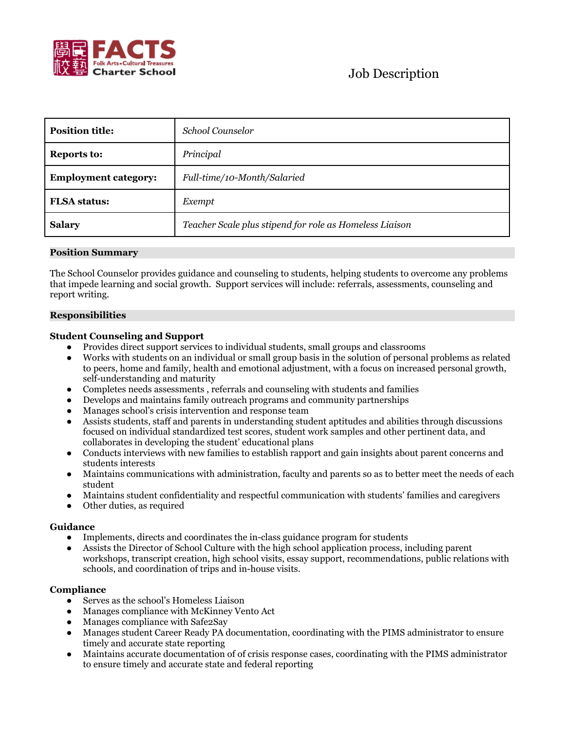學民校藝 **FACTS** Folk Arts-Cultural Treasures Charter School

# Job Description

| **Position title:** | *School Counselor* |
|---|---|
| **Reports to:** | *Principal* |
| **Employment category:** | *Full-time/10-Month/Salaried* |
| **FLSA status:** | *Exempt* |
| **Salary** | *Teacher Scale plus stipend for role as Homeless Liaison* |

## Position Summary

The School Counselor provides guidance and counseling to students, helping students to overcome any problems that impede learning and social growth. Support services will include: referrals, assessments, counseling and report writing.

## Responsibilities

### Student Counseling and Support

- Provides direct support services to individual students, small groups and classrooms
- Works with students on an individual or small group basis in the solution of personal problems as related to peers, home and family, health and emotional adjustment, with a focus on increased personal growth, self-understanding and maturity
- Completes needs assessments , referrals and counseling with students and families
- Develops and maintains family outreach programs and community partnerships
- Manages school's crisis intervention and response team
- Assists students, staff and parents in understanding student aptitudes and abilities through discussions focused on individual standardized test scores, student work samples and other pertinent data, and collaborates in developing the student' educational plans
- Conducts interviews with new families to establish rapport and gain insights about parent concerns and students interests
- Maintains communications with administration, faculty and parents so as to better meet the needs of each student
- Maintains student confidentiality and respectful communication with students' families and caregivers
- Other duties, as required

### Guidance

- Implements, directs and coordinates the in-class guidance program for students
- Assists the Director of School Culture with the high school application process, including parent workshops, transcript creation, high school visits, essay support, recommendations, public relations with schools, and coordination of trips and in-house visits.

### Compliance

- Serves as the school's Homeless Liaison
- Manages compliance with McKinney Vento Act
- Manages compliance with Safe2Say
- Manages student Career Ready PA documentation, coordinating with the PIMS administrator to ensure timely and accurate state reporting
- Maintains accurate documentation of of crisis response cases, coordinating with the PIMS administrator to ensure timely and accurate state and federal reporting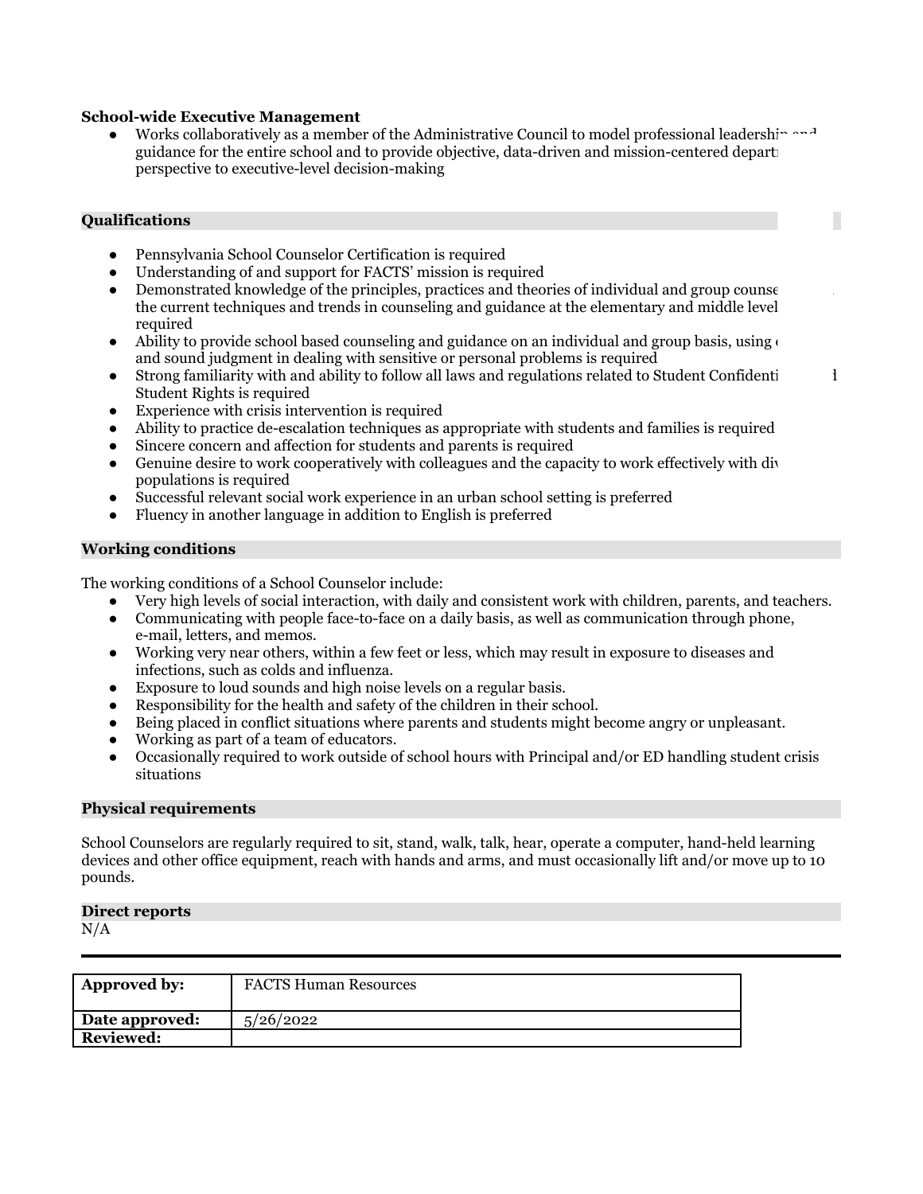**School-wide Executive Management**

- Works collaboratively as a member of the Administrative Council to model professional leadership and guidance for the entire school and to provide objective, data-driven and mission-centered department perspective to executive-level decision-making

**Qualifications**

- Pennsylvania School Counselor Certification is required
- Understanding of and support for FACTS' mission is required
- Demonstrated knowledge of the principles, practices and theories of individual and group counse the current techniques and trends in counseling and guidance at the elementary and middle level required
- Ability to provide school based counseling and guidance on an individual and group basis, using and sound judgment in dealing with sensitive or personal problems is required
- Strong familiarity with and ability to follow all laws and regulations related to Student Confidenti Student Rights is required
- Experience with crisis intervention is required
- Ability to practice de-escalation techniques as appropriate with students and families is required
- Sincere concern and affection for students and parents is required
- Genuine desire to work cooperatively with colleagues and the capacity to work effectively with div populations is required
- Successful relevant social work experience in an urban school setting is preferred
- Fluency in another language in addition to English is preferred

**Working conditions**

The working conditions of a School Counselor include:

- Very high levels of social interaction, with daily and consistent work with children, parents, and teachers.
- Communicating with people face-to-face on a daily basis, as well as communication through phone, e-mail, letters, and memos.
- Working very near others, within a few feet or less, which may result in exposure to diseases and infections, such as colds and influenza.
- Exposure to loud sounds and high noise levels on a regular basis.
- Responsibility for the health and safety of the children in their school.
- Being placed in conflict situations where parents and students might become angry or unpleasant.
- Working as part of a team of educators.
- Occasionally required to work outside of school hours with Principal and/or ED handling student crisis situations

**Physical requirements**

School Counselors are regularly required to sit, stand, walk, talk, hear, operate a computer, hand-held learning devices and other office equipment, reach with hands and arms, and must occasionally lift and/or move up to 10 pounds.

**Direct reports**

N/A

| | |
|---|---|
| **Approved by:** | FACTS Human Resources |
| **Date approved:** | 5/26/2022 |
| **Reviewed:** | |